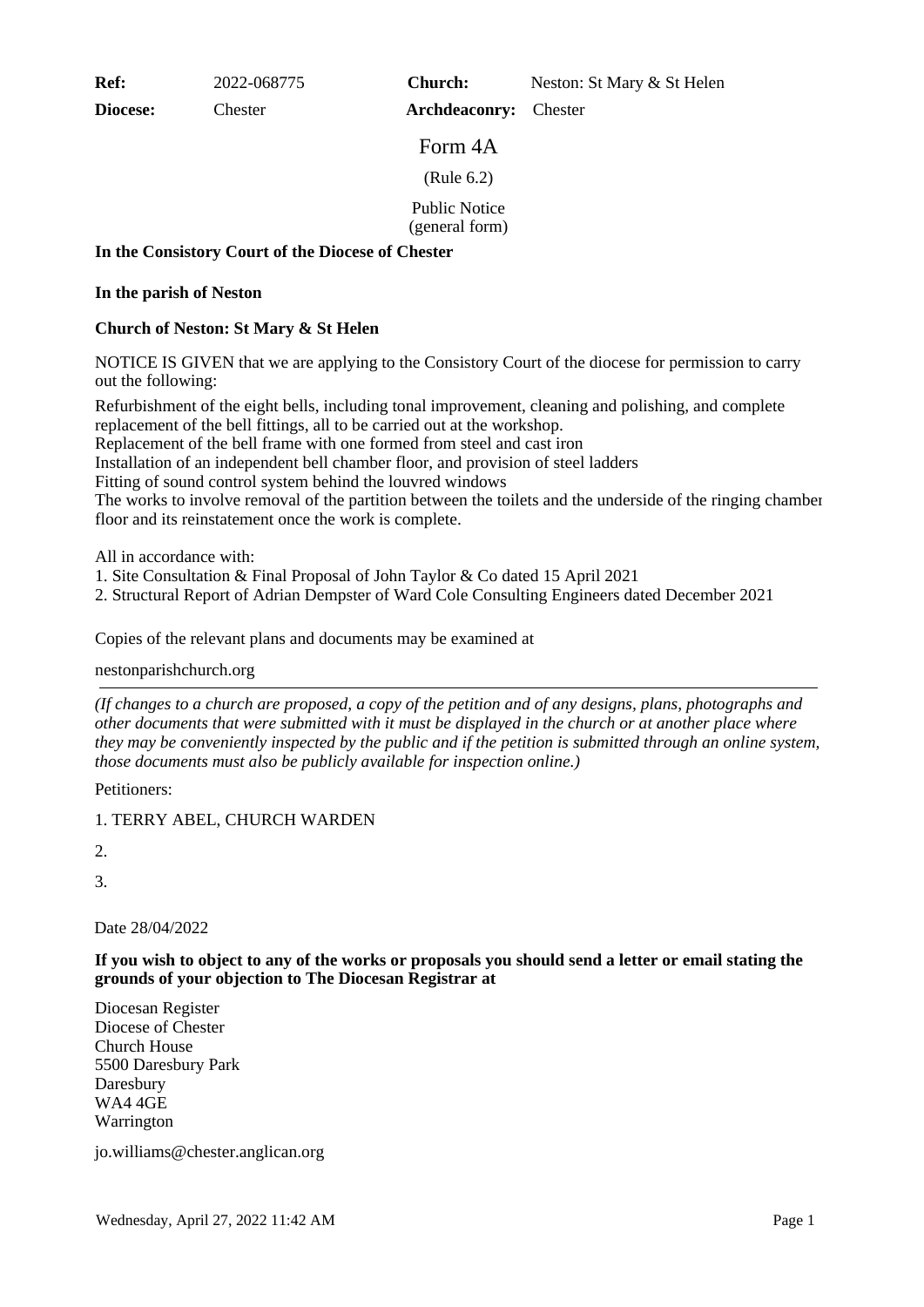| **Ref:** | 2022-068775 | **Church:** | Neston: St Mary & St Helen |
|---|---|---|---|
| **Diocese:** | Chester | **Archdeaconry:** | Chester |

# Form 4A

(Rule 6.2)

Public Notice
(general form)

**In the Consistory Court of the Diocese of Chester**

**In the parish of Neston**

**Church of Neston: St Mary & St Helen**

NOTICE IS GIVEN that we are applying to the Consistory Court of the diocese for permission to carry out the following:

Refurbishment of the eight bells, including tonal improvement, cleaning and polishing, and complete replacement of the bell fittings, all to be carried out at the workshop.
Replacement of the bell frame with one formed from steel and cast iron
Installation of an independent bell chamber floor, and provision of steel ladders
Fitting of sound control system behind the louvred windows
The works to involve removal of the partition between the toilets and the underside of the ringing chamber floor and its reinstatement once the work is complete.

All in accordance with:
1. Site Consultation & Final Proposal of John Taylor & Co dated 15 April 2021
2. Structural Report of Adrian Dempster of Ward Cole Consulting Engineers dated December 2021

Copies of the relevant plans and documents may be examined at

nestonparishchurch.org

---

*(If changes to a church are proposed, a copy of the petition and of any designs, plans, photographs and other documents that were submitted with it must be displayed in the church or at another place where they may be conveniently inspected by the public and if the petition is submitted through an online system, those documents must also be publicly available for inspection online.)*

Petitioners:

1. TERRY ABEL, CHURCH WARDEN

2.

3.

Date 28/04/2022

**If you wish to object to any of the works or proposals you should send a letter or email stating the grounds of your objection to The Diocesan Registrar at**

Diocesan Register
Diocese of Chester
Church House
5500 Daresbury Park
Daresbury
WA4 4GE
Warrington

jo.williams@chester.anglican.org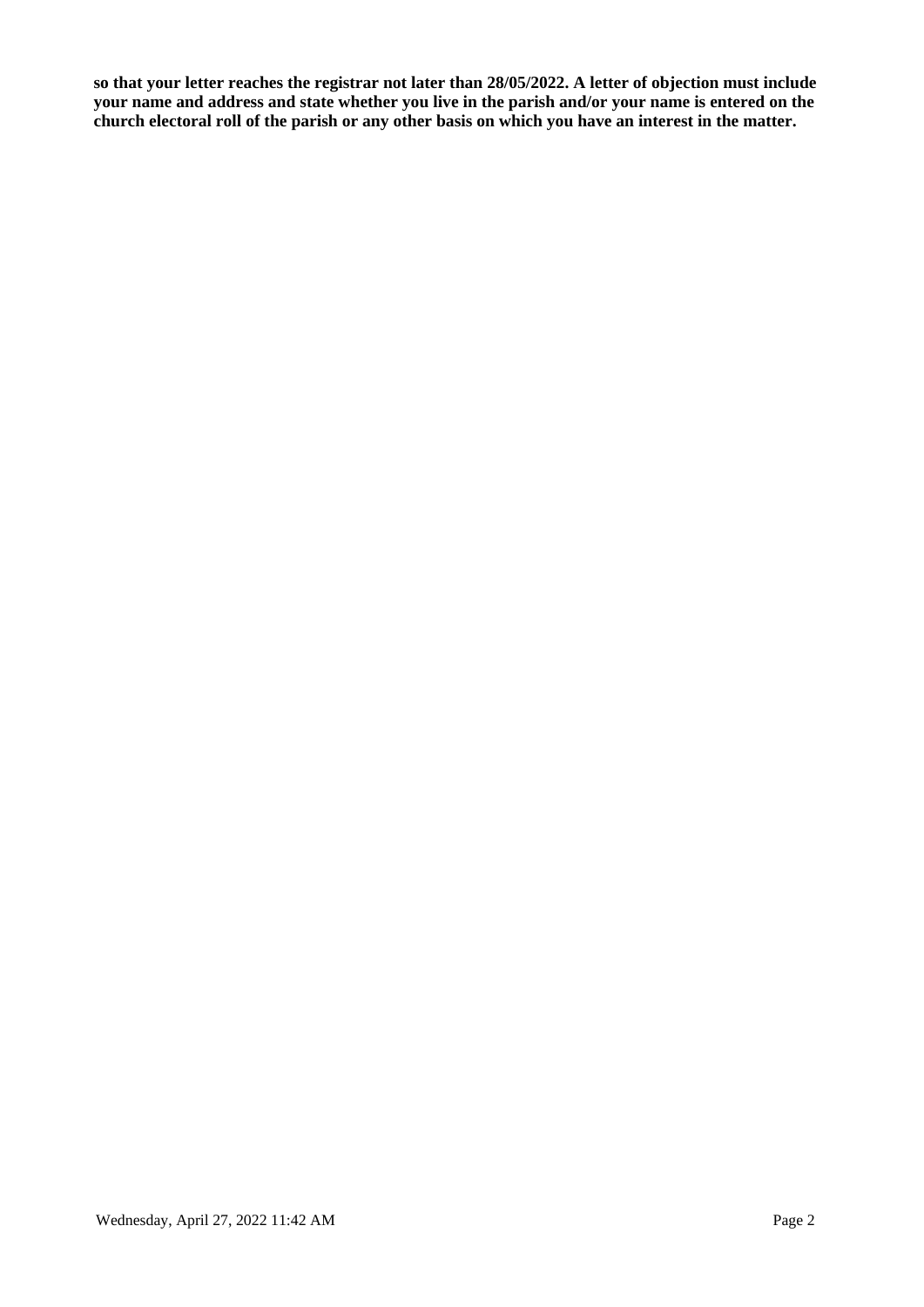**so that your letter reaches the registrar not later than 28/05/2022. A letter of objection must include your name and address and state whether you live in the parish and/or your name is entered on the church electoral roll of the parish or any other basis on which you have an interest in the matter.**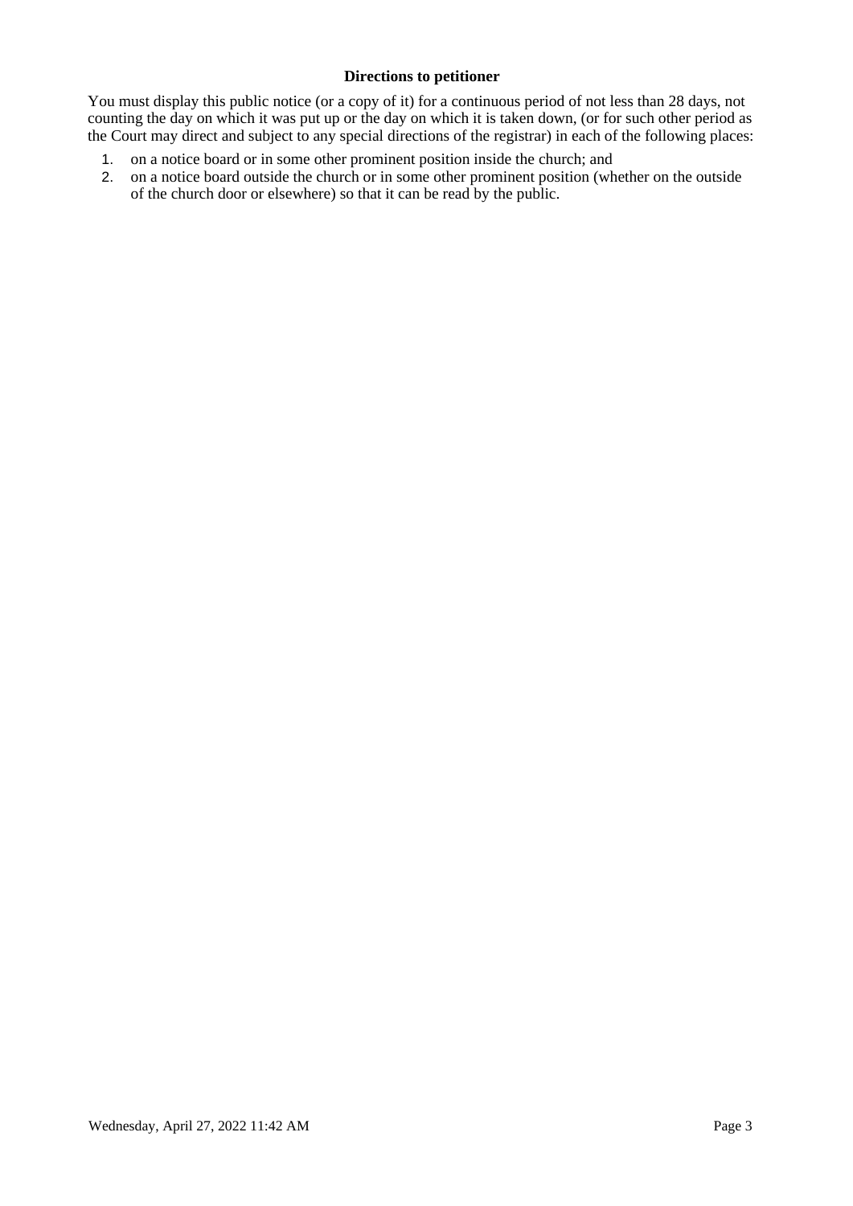**Directions to petitioner**

You must display this public notice (or a copy of it) for a continuous period of not less than 28 days, not counting the day on which it was put up or the day on which it is taken down, (or for such other period as the Court may direct and subject to any special directions of the registrar) in each of the following places:

1. on a notice board or in some other prominent position inside the church; and
2. on a notice board outside the church or in some other prominent position (whether on the outside of the church door or elsewhere) so that it can be read by the public.

Wednesday, April 27, 2022 11:42 AM